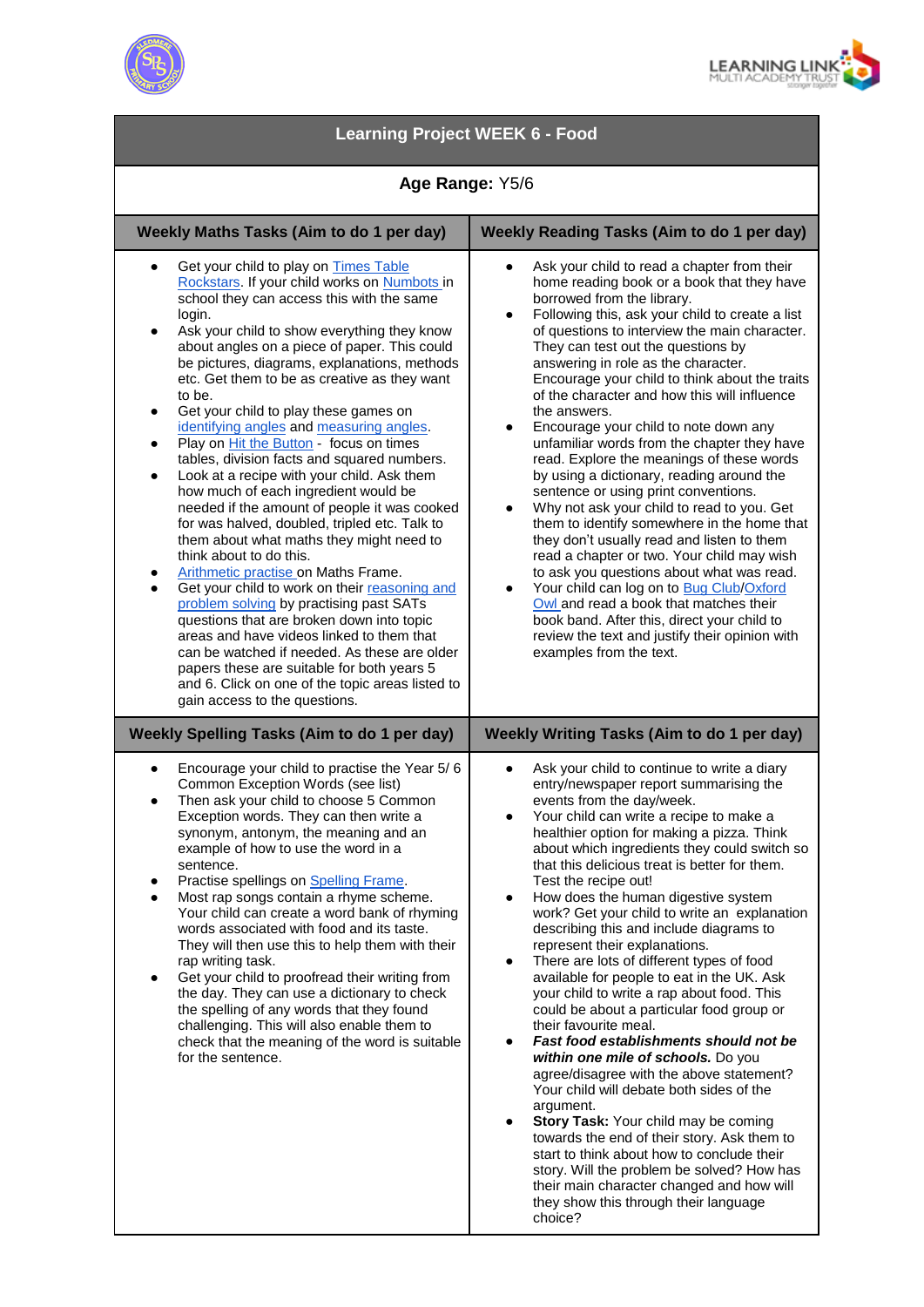# Learning Project WEEK 6 - Food

**Age Range:** Y5/6

## Weekly Maths Tasks (Aim to do 1 per day)

- Get your child to play on Times Table Rockstars. If your child works on Numbots in school they can access this with the same login.
- Ask your child to show everything they know about angles on a piece of paper. This could be pictures, diagrams, explanations, methods etc. Get them to be as creative as they want to be.
- Get your child to play these games on identifying angles and measuring angles.
- Play on Hit the Button - focus on times tables, division facts and squared numbers.
- Look at a recipe with your child. Ask them how much of each ingredient would be needed if the amount of people it was cooked for was halved, doubled, tripled etc. Talk to them about what maths they might need to think about to do this.
- Arithmetic practise on Maths Frame.
- Get your child to work on their reasoning and problem solving by practising past SATs questions that are broken down into topic areas and have videos linked to them that can be watched if needed. As these are older papers these are suitable for both years 5 and 6. Click on one of the topic areas listed to gain access to the questions.

## Weekly Reading Tasks (Aim to do 1 per day)

- Ask your child to read a chapter from their home reading book or a book that they have borrowed from the library.
- Following this, ask your child to create a list of questions to interview the main character. They can test out the questions by answering in role as the character. Encourage your child to think about the traits of the character and how this will influence the answers.
- Encourage your child to note down any unfamiliar words from the chapter they have read. Explore the meanings of these words by using a dictionary, reading around the sentence or using print conventions.
- Why not ask your child to read to you. Get them to identify somewhere in the home that they don't usually read and listen to them read a chapter or two. Your child may wish to ask you questions about what was read.
- Your child can log on to Bug Club/Oxford Owl and read a book that matches their book band. After this, direct your child to review the text and justify their opinion with examples from the text.

## Weekly Spelling Tasks (Aim to do 1 per day)

- Encourage your child to practise the Year 5/ 6 Common Exception Words (see list)
- Then ask your child to choose 5 Common Exception words. They can then write a synonym, antonym, the meaning and an example of how to use the word in a sentence.
- Practise spellings on Spelling Frame.
- Most rap songs contain a rhyme scheme. Your child can create a word bank of rhyming words associated with food and its taste. They will then use this to help them with their rap writing task.
- Get your child to proofread their writing from the day. They can use a dictionary to check the spelling of any words that they found challenging. This will also enable them to check that the meaning of the word is suitable for the sentence.

## Weekly Writing Tasks (Aim to do 1 per day)

- Ask your child to continue to write a diary entry/newspaper report summarising the events from the day/week.
- Your child can write a recipe to make a healthier option for making a pizza. Think about which ingredients they could switch so that this delicious treat is better for them. Test the recipe out!
- How does the human digestive system work? Get your child to write an explanation describing this and include diagrams to represent their explanations.
- There are lots of different types of food available for people to eat in the UK. Ask your child to write a rap about food. This could be about a particular food group or their favourite meal.
- ***Fast food establishments should not be within one mile of schools.*** Do you agree/disagree with the above statement? Your child will debate both sides of the argument.
- **Story Task:** Your child may be coming towards the end of their story. Ask them to start to think about how to conclude their story. Will the problem be solved? How has their main character changed and how will they show this through their language choice?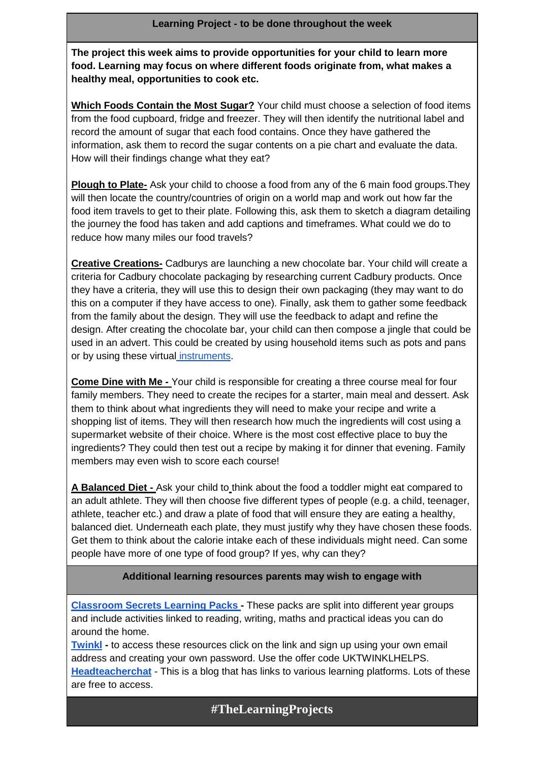## Learning Project - to be done throughout the week

**The project this week aims to provide opportunities for your child to learn more food. Learning may focus on where different foods originate from, what makes a healthy meal, opportunities to cook etc.**

**Which Foods Contain the Most Sugar?** Your child must choose a selection of food items from the food cupboard, fridge and freezer. They will then identify the nutritional label and record the amount of sugar that each food contains. Once they have gathered the information, ask them to record the sugar contents on a pie chart and evaluate the data. How will their findings change what they eat?

**Plough to Plate-** Ask your child to choose a food from any of the 6 main food groups.They will then locate the country/countries of origin on a world map and work out how far the food item travels to get to their plate. Following this, ask them to sketch a diagram detailing the journey the food has taken and add captions and timeframes. What could we do to reduce how many miles our food travels?

**Creative Creations-** Cadburys are launching a new chocolate bar. Your child will create a criteria for Cadbury chocolate packaging by researching current Cadbury products. Once they have a criteria, they will use this to design their own packaging (they may want to do this on a computer if they have access to one). Finally, ask them to gather some feedback from the family about the design. They will use the feedback to adapt and refine the design. After creating the chocolate bar, your child can then compose a jingle that could be used in an advert. This could be created by using household items such as pots and pans or by using these virtual instruments.

**Come Dine with Me -** Your child is responsible for creating a three course meal for four family members. They need to create the recipes for a starter, main meal and dessert. Ask them to think about what ingredients they will need to make your recipe and write a shopping list of items. They will then research how much the ingredients will cost using a supermarket website of their choice. Where is the most cost effective place to buy the ingredients? They could then test out a recipe by making it for dinner that evening. Family members may even wish to score each course!

**A Balanced Diet -** Ask your child to think about the food a toddler might eat compared to an adult athlete. They will then choose five different types of people (e.g. a child, teenager, athlete, teacher etc.) and draw a plate of food that will ensure they are eating a healthy, balanced diet. Underneath each plate, they must justify why they have chosen these foods. Get them to think about the calorie intake each of these individuals might need. Can some people have more of one type of food group? If yes, why can they?

## Additional learning resources parents may wish to engage with

**Classroom Secrets Learning Packs -** These packs are split into different year groups and include activities linked to reading, writing, maths and practical ideas you can do around the home.

**Twinkl -** to access these resources click on the link and sign up using your own email address and creating your own password. Use the offer code UKTWINKLHELPS.

**Headteacherchat** - This is a blog that has links to various learning platforms. Lots of these are free to access.

**#TheLearningProjects**